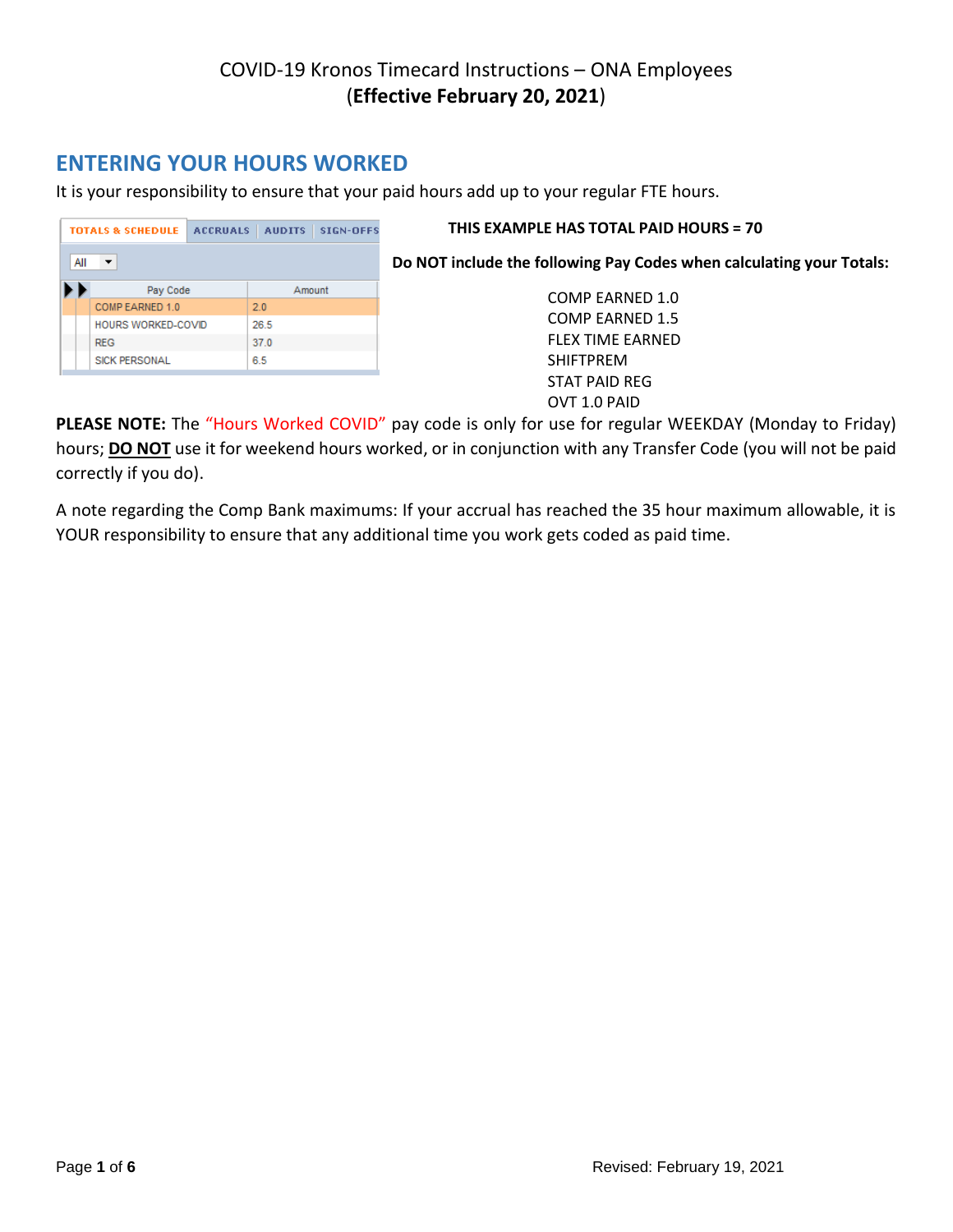COVID-19 Kronos Timecard Instructions – ONA Employees
(**Effective February 20, 2021**)

## ENTERING YOUR HOURS WORKED

It is your responsibility to ensure that your paid hours add up to your regular FTE hours.

TOTALS & SCHEDULE | ACCRUALS | AUDITS | SIGN-OFFS

All

| Pay Code | Amount |
|---|---|
| COMP EARNED 1.0 | 2.0 |
| HOURS WORKED-COVID | 26.5 |
| REG | 37.0 |
| SICK PERSONAL | 6.5 |

**THIS EXAMPLE HAS TOTAL PAID HOURS = 70**

**Do NOT include the following Pay Codes when calculating your Totals:**

COMP EARNED 1.0
COMP EARNED 1.5
FLEX TIME EARNED
SHIFTPREM
STAT PAID REG
OVT 1.0 PAID

**PLEASE NOTE:** The "Hours Worked COVID" pay code is only for use for regular WEEKDAY (Monday to Friday) hours; **DO NOT** use it for weekend hours worked, or in conjunction with any Transfer Code (you will not be paid correctly if you do).

A note regarding the Comp Bank maximums: If your accrual has reached the 35 hour maximum allowable, it is YOUR responsibility to ensure that any additional time you work gets coded as paid time.

Revised: February 19, 2021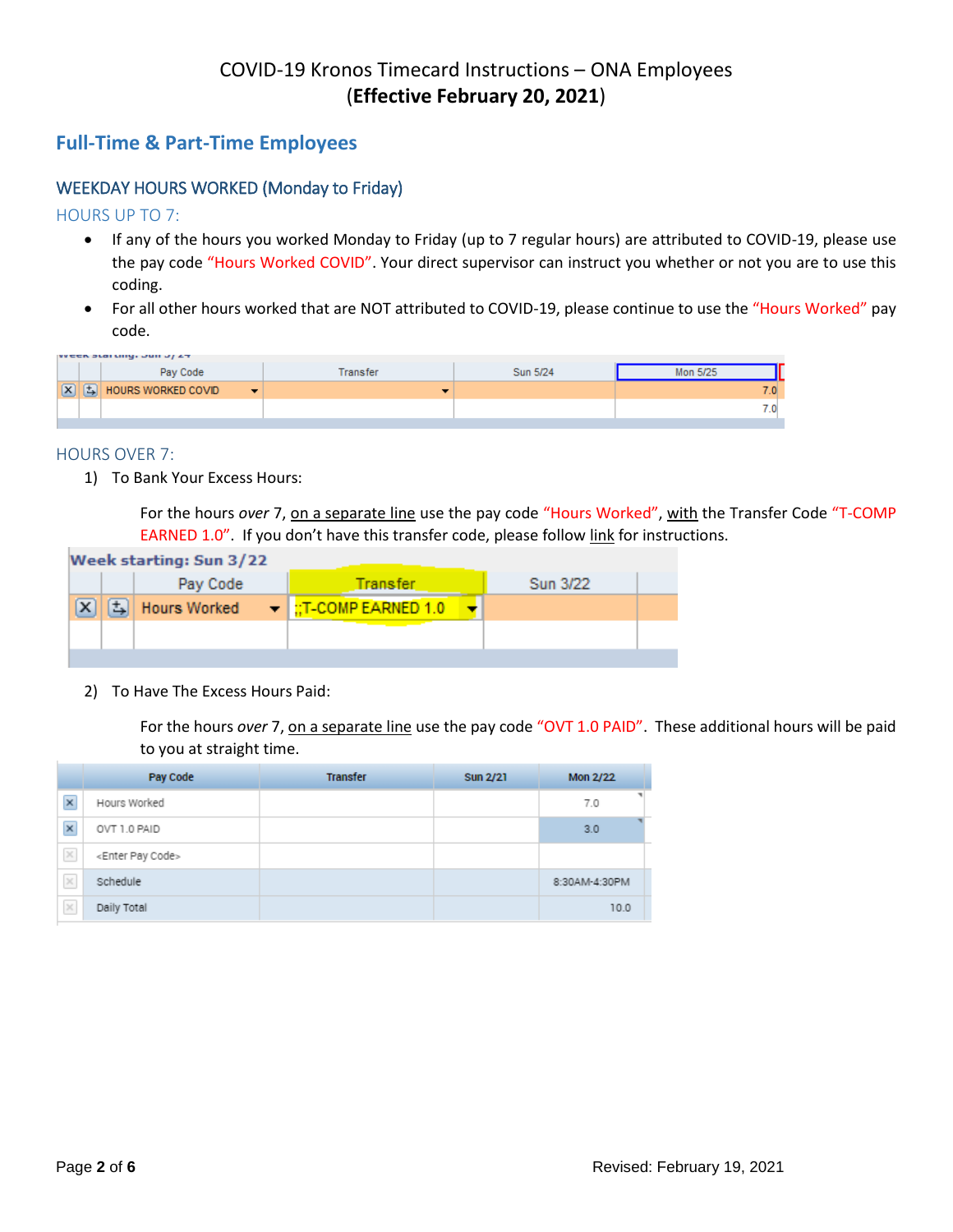# COVID-19 Kronos Timecard Instructions – ONA Employees
# (**Effective February 20, 2021**)

## Full-Time & Part-Time Employees

### WEEKDAY HOURS WORKED (Monday to Friday)

#### HOURS UP TO 7:

- If any of the hours you worked Monday to Friday (up to 7 regular hours) are attributed to COVID-19, please use the pay code "Hours Worked COVID". Your direct supervisor can instruct you whether or not you are to use this coding.
- For all other hours worked that are NOT attributed to COVID-19, please continue to use the "Hours Worked" pay code.

| | | Pay Code | Transfer | Sun 5/24 | Mon 5/25 |
|---|---|---|---|---|---|
| ☒ | | HOURS WORKED COVID | | | 7.0 |
| | | | | | 7.0 |

#### HOURS OVER 7:

1) To Bank Your Excess Hours:

   For the hours *over* 7, on a separate line use the pay code "Hours Worked", with the Transfer Code "T-COMP EARNED 1.0". If you don't have this transfer code, please follow link for instructions.

Week starting: Sun 3/22

| | | Pay Code | Transfer | Sun 3/22 |
|---|---|---|---|---|
| ☒ | | Hours Worked | ;;T-COMP EARNED 1.0 | |

2) To Have The Excess Hours Paid:

   For the hours *over* 7, on a separate line use the pay code "OVT 1.0 PAID". These additional hours will be paid to you at straight time.

| | Pay Code | Transfer | Sun 2/21 | Mon 2/22 |
|---|---|---|---|---|
| ☒ | Hours Worked | | | 7.0 |
| ☒ | OVT 1.0 PAID | | | 3.0 |
| ☒ | <Enter Pay Code> | | | |
| ☒ | Schedule | | | 8:30AM-4:30PM |
| ☒ | Daily Total | | | 10.0 |

Revised: February 19, 2021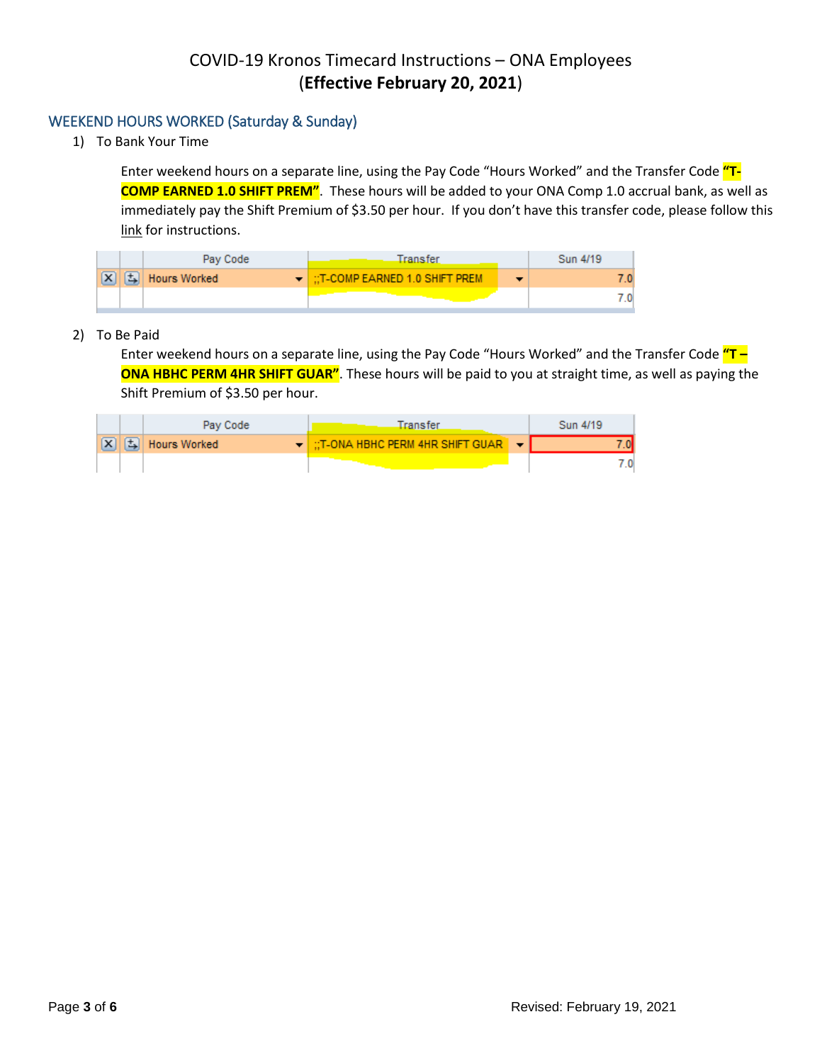# COVID-19 Kronos Timecard Instructions – ONA Employees
## (**Effective February 20, 2021**)

### WEEKEND HOURS WORKED (Saturday & Sunday)

1) To Bank Your Time

   Enter weekend hours on a separate line, using the Pay Code "Hours Worked" and the Transfer Code **"T-COMP EARNED 1.0 SHIFT PREM"**. These hours will be added to your ONA Comp 1.0 accrual bank, as well as immediately pay the Shift Premium of $3.50 per hour. If you don't have this transfer code, please follow this link for instructions.

| | | Pay Code | Transfer | Sun 4/19 |
|---|---|---|---|---|
| ☒ | ⇆ | Hours Worked | ;;T-COMP EARNED 1.0 SHIFT PREM | 7.0 |
| | | | | 7.0 |

2) To Be Paid

   Enter weekend hours on a separate line, using the Pay Code "Hours Worked" and the Transfer Code **"T – ONA HBHC PERM 4HR SHIFT GUAR"**. These hours will be paid to you at straight time, as well as paying the Shift Premium of $3.50 per hour.

| | | Pay Code | Transfer | Sun 4/19 |
|---|---|---|---|---|
| ☒ | ⇆ | Hours Worked | ;;T-ONA HBHC PERM 4HR SHIFT GUAR | 7.0 |
| | | | | 7.0 |

Revised: February 19, 2021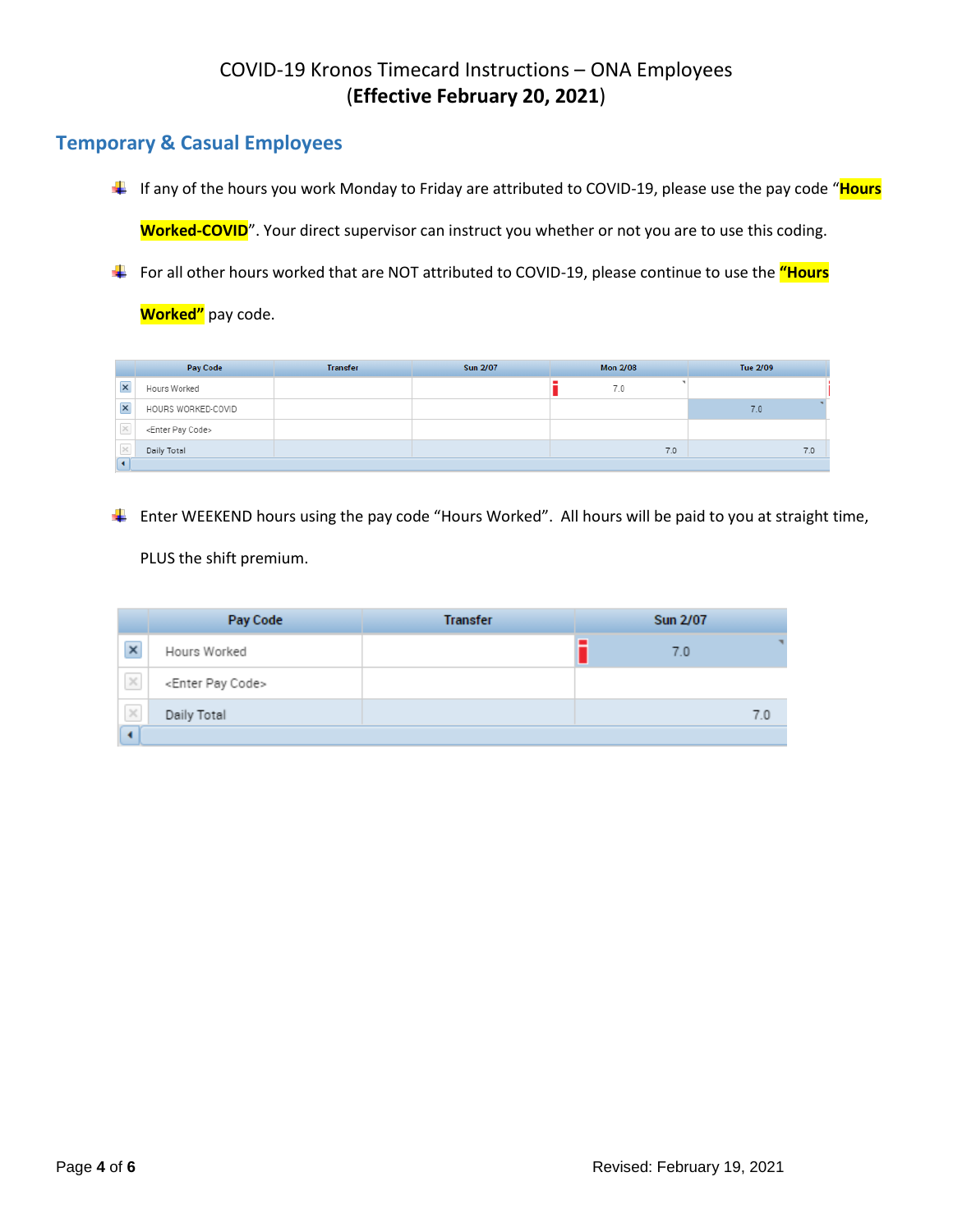COVID-19 Kronos Timecard Instructions – ONA Employees
(**Effective February 20, 2021**)

## Temporary & Casual Employees

- If any of the hours you work Monday to Friday are attributed to COVID-19, please use the pay code "**Hours Worked-COVID**". Your direct supervisor can instruct you whether or not you are to use this coding.
- For all other hours worked that are NOT attributed to COVID-19, please continue to use the **"Hours Worked"** pay code.

| | Pay Code | Transfer | Sun 2/07 | Mon 2/08 | Tue 2/09 |
|---|---|---|---|---|---|
| ☒ | Hours Worked | | | 7.0 | |
| ☒ | HOURS WORKED-COVID | | | | 7.0 |
| ☒ | <Enter Pay Code> | | | | |
| ☒ | Daily Total | | | 7.0 | 7.0 |

- Enter WEEKEND hours using the pay code "Hours Worked". All hours will be paid to you at straight time, PLUS the shift premium.

| | Pay Code | Transfer | Sun 2/07 |
|---|---|---|---|
| ☒ | Hours Worked | | 7.0 |
| ☒ | <Enter Pay Code> | | |
| ☒ | Daily Total | | 7.0 |

Revised: February 19, 2021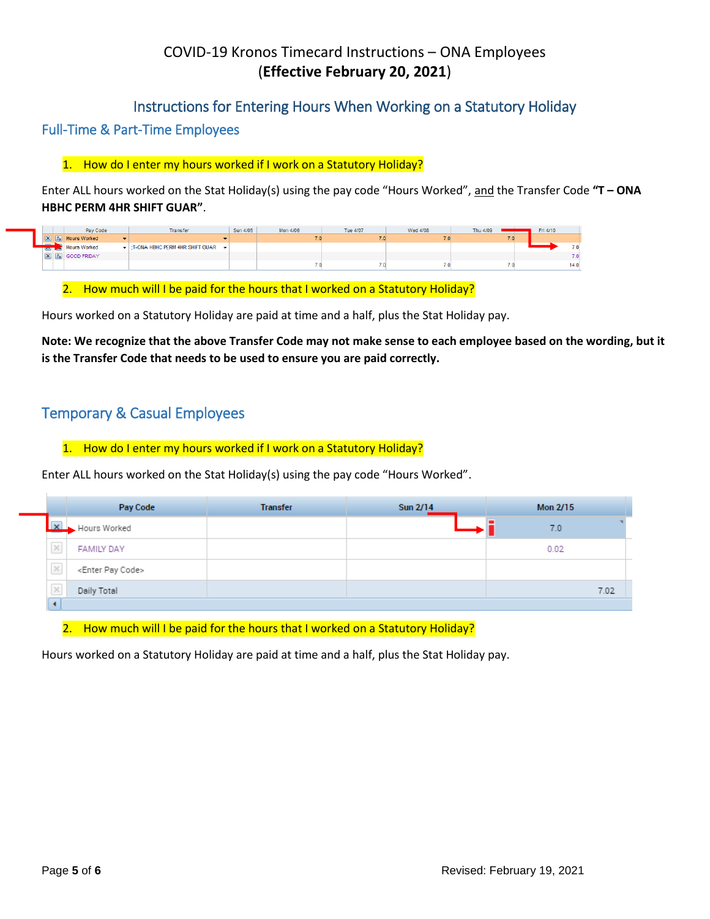# COVID-19 Kronos Timecard Instructions – ONA Employees
## (**Effective February 20, 2021**)

## Instructions for Entering Hours When Working on a Statutory Holiday

### Full-Time & Part-Time Employees

1. How do I enter my hours worked if I work on a Statutory Holiday?

Enter ALL hours worked on the Stat Holiday(s) using the pay code "Hours Worked", and the Transfer Code **"T – ONA HBHC PERM 4HR SHIFT GUAR"**.

| Pay Code | Transfer | Sun 4/05 | Mon 4/06 | Tue 4/07 | Wed 4/08 | Thu 4/09 | Fri 4/10 |
|---|---|---|---|---|---|---|---|
| Hours Worked | | | 7.0 | 7.0 | 7.0 | 7.0 | |
| Hours Worked | ;T-ONA HBHC PERM 4HR SHIFT GUAR | | | | | | 7.0 |
| GOOD FRIDAY | | | | | | | 7.0 |
| | | | 7.0 | 7.0 | 7.0 | 7.0 | 14.0 |

2. How much will I be paid for the hours that I worked on a Statutory Holiday?

Hours worked on a Statutory Holiday are paid at time and a half, plus the Stat Holiday pay.

**Note: We recognize that the above Transfer Code may not make sense to each employee based on the wording, but it is the Transfer Code that needs to be used to ensure you are paid correctly.**

### Temporary & Casual Employees

1. How do I enter my hours worked if I work on a Statutory Holiday?

Enter ALL hours worked on the Stat Holiday(s) using the pay code "Hours Worked".

| Pay Code | Transfer | Sun 2/14 | Mon 2/15 |
|---|---|---|---|
| Hours Worked | | | 7.0 |
| FAMILY DAY | | | 0.02 |
| <Enter Pay Code> | | | |
| Daily Total | | | 7.02 |

2. How much will I be paid for the hours that I worked on a Statutory Holiday?

Hours worked on a Statutory Holiday are paid at time and a half, plus the Stat Holiday pay.

Revised: February 19, 2021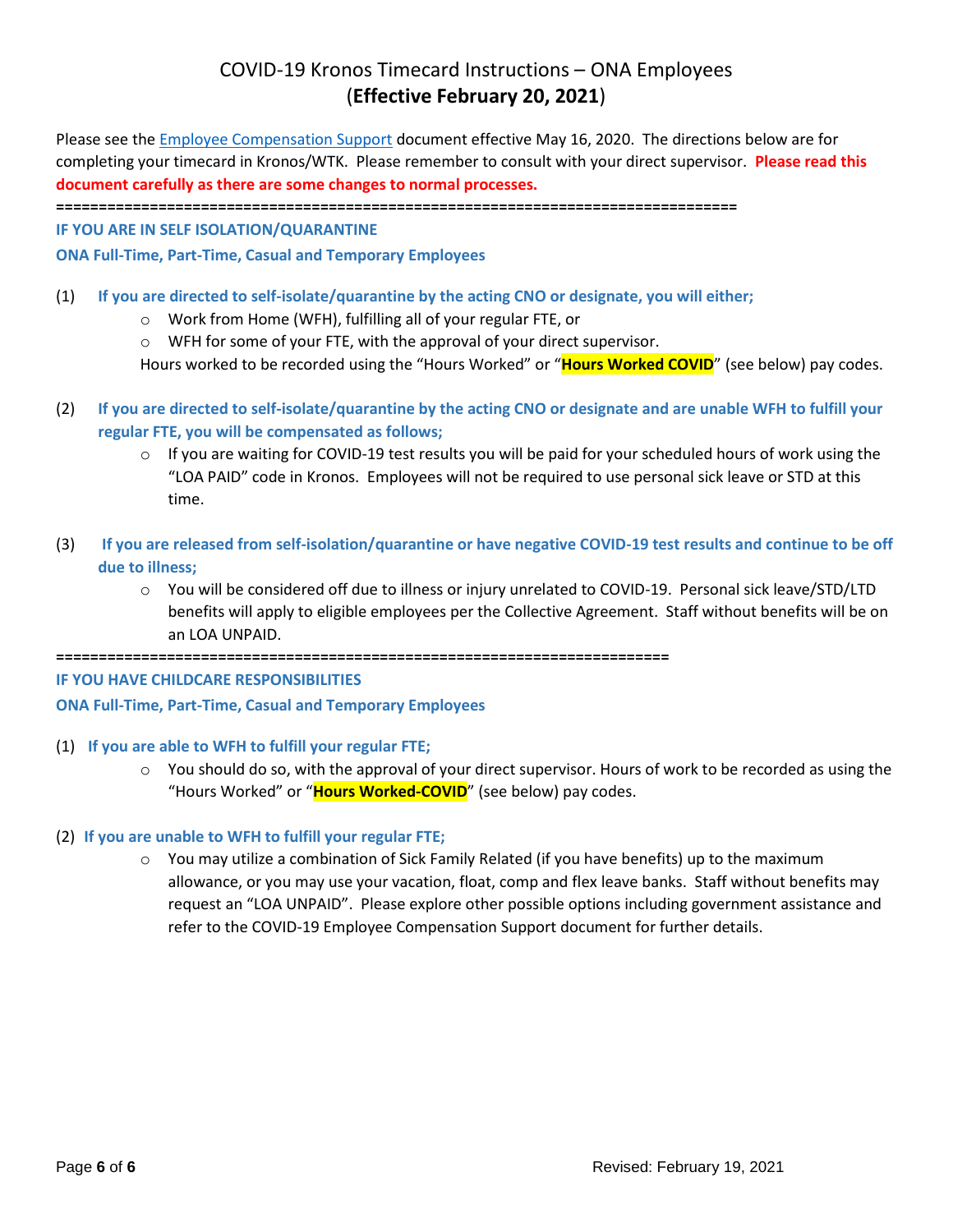# COVID-19 Kronos Timecard Instructions – ONA Employees
## (**Effective February 20, 2021**)

Please see the Employee Compensation Support document effective May 16, 2020. The directions below are for completing your timecard in Kronos/WTK. Please remember to consult with your direct supervisor. **Please read this document carefully as there are some changes to normal processes.**

==============================================================================

### IF YOU ARE IN SELF ISOLATION/QUARANTINE

**ONA Full-Time, Part-Time, Casual and Temporary Employees**

(1) **If you are directed to self-isolate/quarantine by the acting CNO or designate, you will either;**

- Work from Home (WFH), fulfilling all of your regular FTE, or
- WFH for some of your FTE, with the approval of your direct supervisor.

Hours worked to be recorded using the "Hours Worked" or "**Hours Worked COVID**" (see below) pay codes.

(2) **If you are directed to self-isolate/quarantine by the acting CNO or designate and are unable WFH to fulfill your regular FTE, you will be compensated as follows;**

- If you are waiting for COVID-19 test results you will be paid for your scheduled hours of work using the "LOA PAID" code in Kronos. Employees will not be required to use personal sick leave or STD at this time.

(3) **If you are released from self-isolation/quarantine or have negative COVID-19 test results and continue to be off due to illness;**

- You will be considered off due to illness or injury unrelated to COVID-19. Personal sick leave/STD/LTD benefits will apply to eligible employees per the Collective Agreement. Staff without benefits will be on an LOA UNPAID.

======================================================================

### IF YOU HAVE CHILDCARE RESPONSIBILITIES

**ONA Full-Time, Part-Time, Casual and Temporary Employees**

(1) **If you are able to WFH to fulfill your regular FTE;**

- You should do so, with the approval of your direct supervisor. Hours of work to be recorded as using the "Hours Worked" or "**Hours Worked-COVID**" (see below) pay codes.

(2) **If you are unable to WFH to fulfill your regular FTE;**

- You may utilize a combination of Sick Family Related (if you have benefits) up to the maximum allowance, or you may use your vacation, float, comp and flex leave banks. Staff without benefits may request an "LOA UNPAID". Please explore other possible options including government assistance and refer to the COVID-19 Employee Compensation Support document for further details.

Revised: February 19, 2021